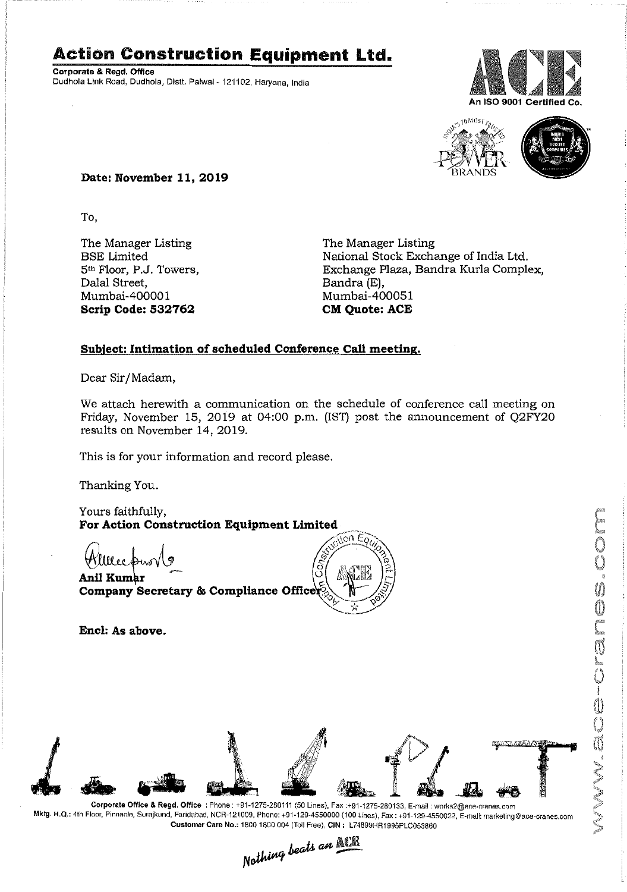# Action Construction Equipment Ltd.

**Corporate & Regd. Office**
Dudhola Link Road, Dudhola, Distt. Palwal - 121102, Haryana, India

An ISO 9001 Certified Co.

**Date: November 11, 2019**

To,

The Manager Listing
BSE Limited
5th Floor, P.J. Towers,
Dalal Street,
Mumbai-400001
**Scrip Code: 532762**

The Manager Listing
National Stock Exchange of India Ltd.
Exchange Plaza, Bandra Kurla Complex,
Bandra (E),
Mumbai-400051
**CM Quote: ACE**

**Subject: Intimation of scheduled Conference Call meeting.**

Dear Sir/Madam,

We attach herewith a communication on the schedule of conference call meeting on Friday, November 15, 2019 at 04:00 p.m. (IST) post the announcement of Q2FY20 results on November 14, 2019.

This is for your information and record please.

Thanking You.

Yours faithfully,
**For Action Construction Equipment Limited**

**Anil Kumar**
**Company Secretary & Compliance Officer**

**Encl: As above.**

**Corporate Office & Regd. Office** : Phone : +91-1275-280111 (50 Lines), Fax :+91-1275-280133, E-mail : works2@ace-cranes.com
Mktg. H.Q.: 4th Floor, Pinnacle, Surajkund, Faridabad, NCR-121009, Phone: +91-129-4550000 (100 Lines), Fax : +91-129-4550022, E-mail: marketing@ace-cranes.com
Customer Care No.: 1800 1800 004 (Toll Free), CIN : L74899HR1995PLC053860

*Nothing beats an ACE*

www.ace-cranes.com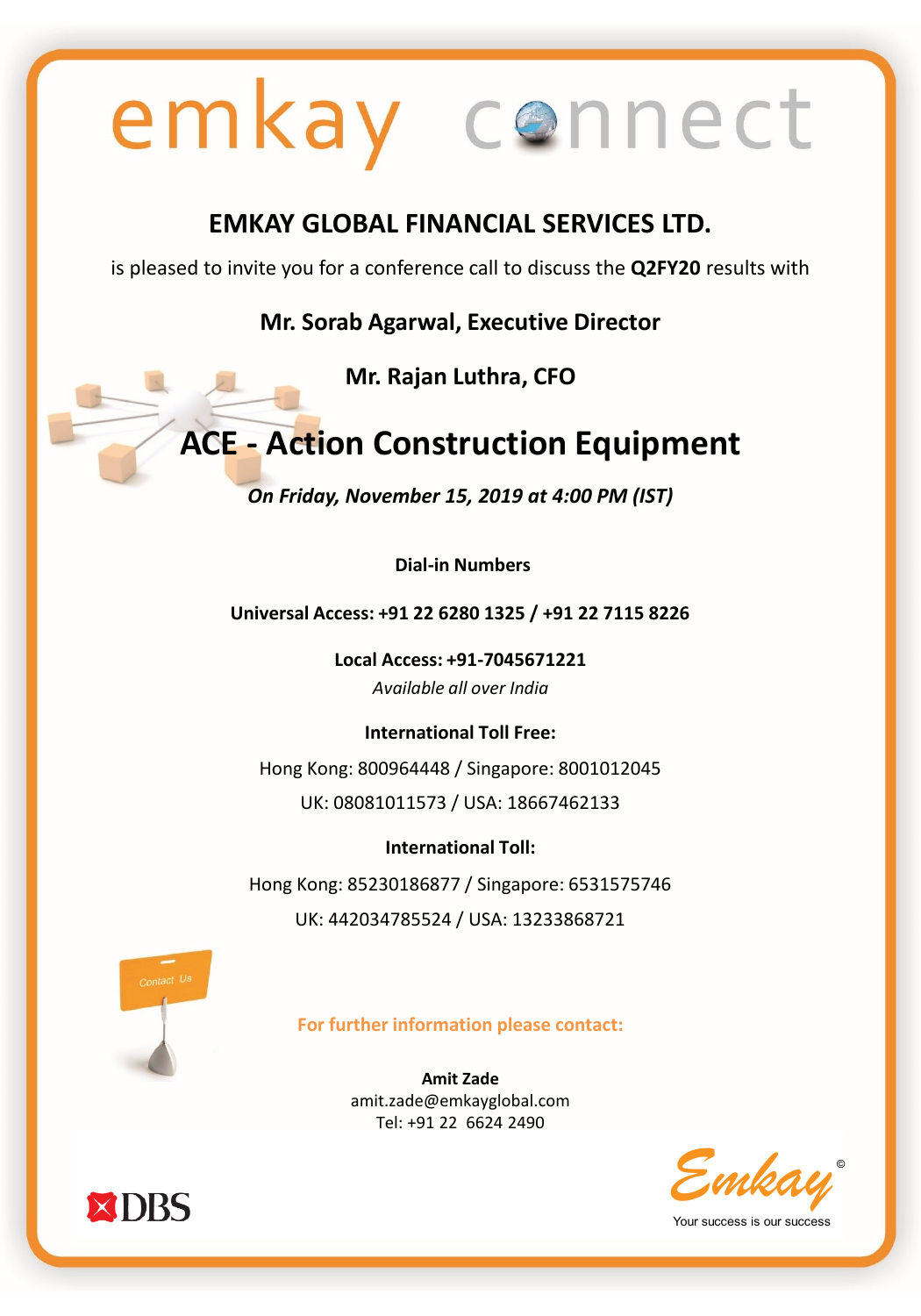emkay connect

## EMKAY GLOBAL FINANCIAL SERVICES LTD.

is pleased to invite you for a conference call to discuss the **Q2FY20** results with

**Mr. Sorab Agarwal, Executive Director**

**Mr. Rajan Luthra, CFO**

# ACE - Action Construction Equipment

***On Friday, November 15, 2019 at 4:00 PM (IST)***

**Dial-in Numbers**

**Universal Access: +91 22 6280 1325 / +91 22 7115 8226**

**Local Access: +91-7045671221**
*Available all over India*

**International Toll Free:**

Hong Kong: 800964448 / Singapore: 8001012045

UK: 08081011573 / USA: 18667462133

**International Toll:**

Hong Kong: 85230186877 / Singapore: 6531575746

UK: 442034785524 / USA: 13233868721

Contact Us

For further information please contact:

**Amit Zade**
amit.zade@emkayglobal.com
Tel: +91 22 6624 2490

DBS

Emkay©
Your success is our success